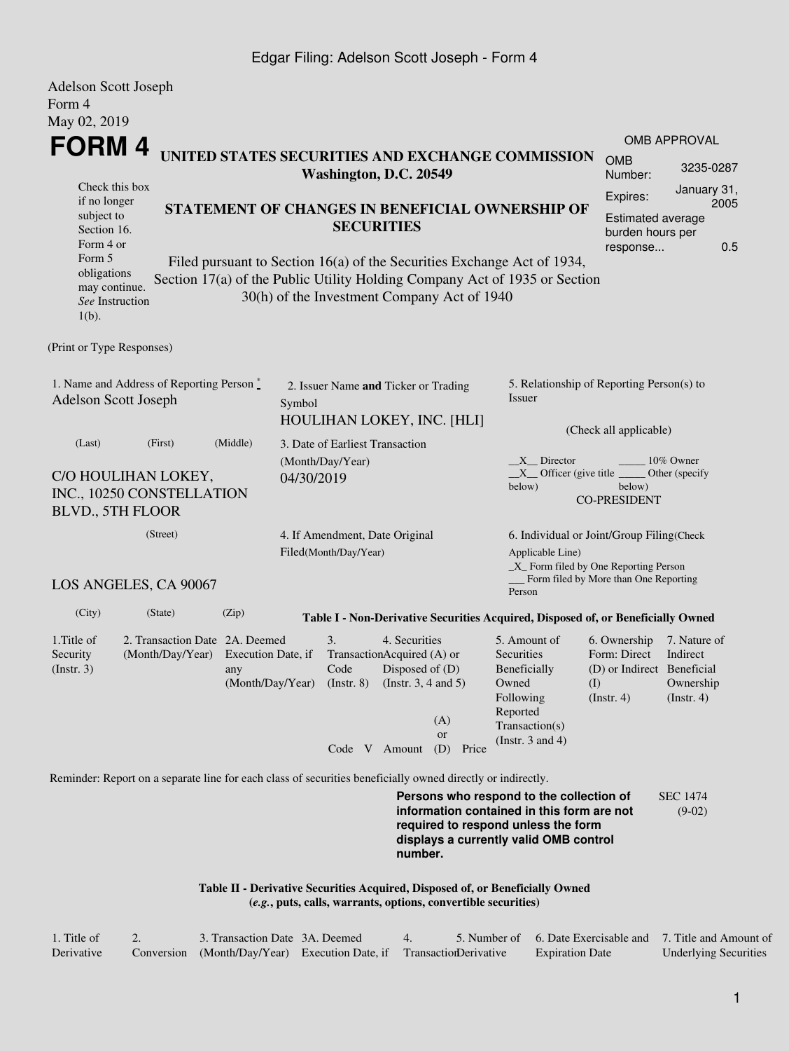Edgar Filing: Adelson Scott Joseph - Form 4

Adelson Scott Joseph
Form 4
May 02, 2019

# FORM 4

## UNITED STATES SECURITIES AND EXCHANGE COMMISSION
**Washington, D.C. 20549**

Check this box if no longer subject to Section 16. Form 4 or Form 5 obligations may continue. *See* Instruction 1(b).

## STATEMENT OF CHANGES IN BENEFICIAL OWNERSHIP OF SECURITIES

Filed pursuant to Section 16(a) of the Securities Exchange Act of 1934, Section 17(a) of the Public Utility Holding Company Act of 1935 or Section 30(h) of the Investment Company Act of 1940

| OMB APPROVAL | |
|---|---|
| OMB Number: | 3235-0287 |
| Expires: | January 31, 2005 |
| Estimated average burden hours per response... | 0.5 |

(Print or Type Responses)

1. Name and Address of Reporting Person *
Adelson Scott Joseph

(Last) (First) (Middle)

C/O HOULIHAN LOKEY, INC., 10250 CONSTELLATION BLVD., 5TH FLOOR

(Street)

LOS ANGELES, CA 90067

(City) (State) (Zip)

2. Issuer Name **and** Ticker or Trading Symbol
HOULIHAN LOKEY, INC. [HLI]

3. Date of Earliest Transaction (Month/Day/Year)
04/30/2019

4. If Amendment, Date Original Filed(Month/Day/Year)

5. Relationship of Reporting Person(s) to Issuer

(Check all applicable)

\_\_X\_\_ Director \_\_\_\_\_ 10% Owner
\_\_X\_\_ Officer (give title below) \_\_\_\_\_ Other (specify below)
CO-PRESIDENT

6. Individual or Joint/Group Filing(Check Applicable Line)
\_X\_ Form filed by One Reporting Person
\_\_\_ Form filed by More than One Reporting Person

**Table I - Non-Derivative Securities Acquired, Disposed of, or Beneficially Owned**

| 1.Title of Security (Instr. 3) | 2. Transaction Date (Month/Day/Year) | 2A. Deemed Execution Date, if any (Month/Day/Year) | 3. Transaction Code (Instr. 8) | | 4. Securities Acquired (A) or Disposed of (D) (Instr. 3, 4 and 5) | | | 5. Amount of Securities Beneficially Owned Following Reported Transaction(s) (Instr. 3 and 4) | 6. Ownership Form: Direct (D) or Indirect (I) (Instr. 4) | 7. Nature of Indirect Beneficial Ownership (Instr. 4) |
|---|---|---|---|---|---|---|---|---|---|---|
| | | | Code | V | Amount | (A) or (D) | Price | | | |

Reminder: Report on a separate line for each class of securities beneficially owned directly or indirectly.

**Persons who respond to the collection of information contained in this form are not required to respond unless the form displays a currently valid OMB control number.**

SEC 1474 (9-02)

**Table II - Derivative Securities Acquired, Disposed of, or Beneficially Owned**
**(*e.g.*, puts, calls, warrants, options, convertible securities)**

| 1. Title of Derivative | 2. Conversion | 3. Transaction Date (Month/Day/Year) | 3A. Deemed Execution Date, if | 4. Transaction | 5. Number of Derivative | 6. Date Exercisable and Expiration Date | 7. Title and Amount of Underlying Securities |
|---|---|---|---|---|---|---|---|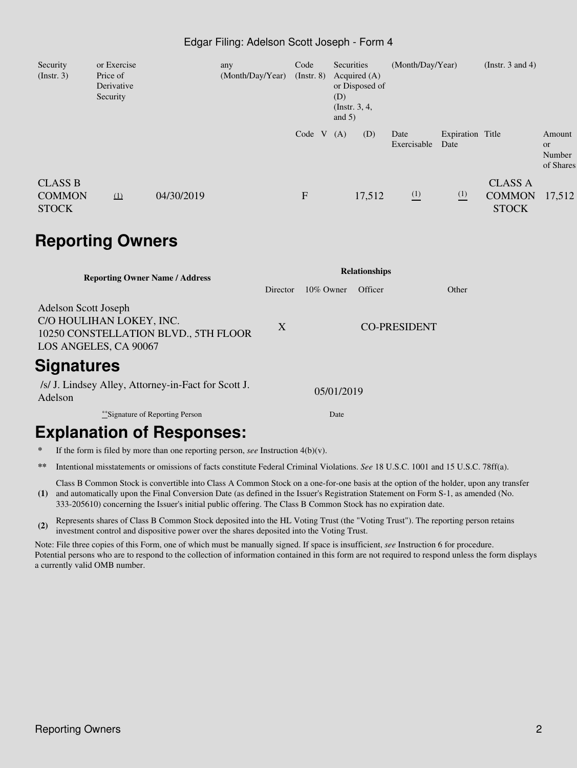| Security (Instr. 3) | or Exercise Price of Derivative Security | | any (Month/Day/Year) | Code (Instr. 8) | | Securities Acquired (A) or Disposed of (D) (Instr. 3, 4, and 5) | | (Month/Day/Year) | | (Instr. 3 and 4) | |
|---|---|---|---|---|---|---|---|---|---|---|---|
| | | | | Code | V | (A) | (D) | Date Exercisable | Expiration Date | Title | Amount or Number of Shares |
| CLASS B COMMON STOCK | (1) | 04/30/2019 | | F | | | 17,512 | (1) | (1) | CLASS A COMMON STOCK | 17,512 |

## Reporting Owners

| Reporting Owner Name / Address | Relationships | | | |
|---|---|---|---|---|
| | Director | 10% Owner | Officer | Other |
| Adelson Scott Joseph<br>C/O HOULIHAN LOKEY, INC.<br>10250 CONSTELLATION BLVD., 5TH FLOOR<br>LOS ANGELES, CA 90067 | X | | CO-PRESIDENT | |

## Signatures

| | |
|---|---|
| /s/ J. Lindsey Alley, Attorney-in-Fact for Scott J. Adelson | 05/01/2019 |
| **Signature of Reporting Person | Date |

## Explanation of Responses:

\* If the form is filed by more than one reporting person, *see* Instruction 4(b)(v).

** Intentional misstatements or omissions of facts constitute Federal Criminal Violations. *See* 18 U.S.C. 1001 and 15 U.S.C. 78ff(a).

**(1)** Class B Common Stock is convertible into Class A Common Stock on a one-for-one basis at the option of the holder, upon any transfer and automatically upon the Final Conversion Date (as defined in the Issuer's Registration Statement on Form S-1, as amended (No. 333-205610) concerning the Issuer's initial public offering. The Class B Common Stock has no expiration date.

**(2)** Represents shares of Class B Common Stock deposited into the HL Voting Trust (the "Voting Trust"). The reporting person retains investment control and dispositive power over the shares deposited into the Voting Trust.

Note: File three copies of this Form, one of which must be manually signed. If space is insufficient, *see* Instruction 6 for procedure.
Potential persons who are to respond to the collection of information contained in this form are not required to respond unless the form displays a currently valid OMB number.